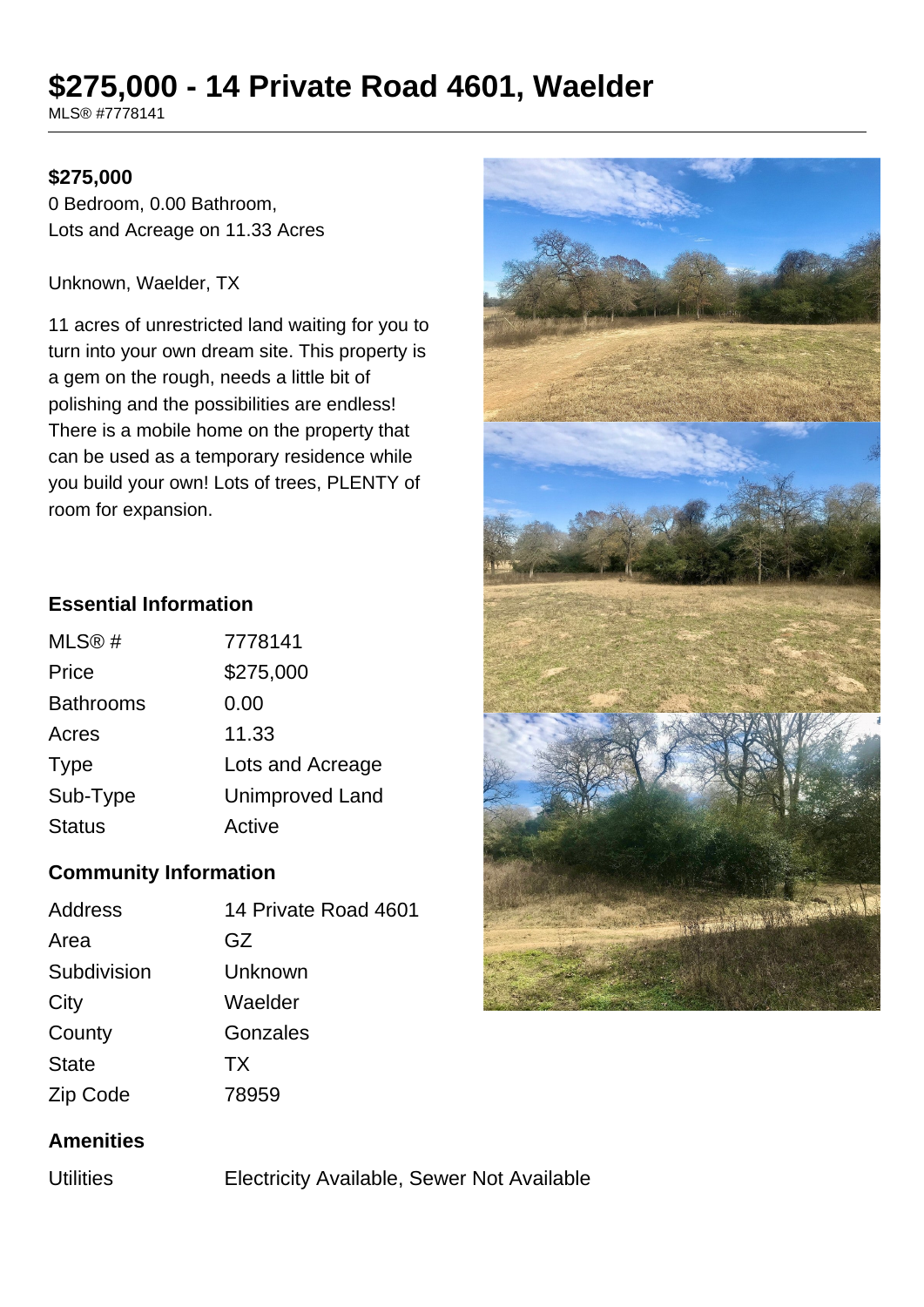# $275,000 - 14 Private Road 4601, Waelder

MLS® #7778141

**$275,000**

0 Bedroom, 0.00 Bathroom,
Lots and Acreage on 11.33 Acres

Unknown, Waelder, TX

11 acres of unrestricted land waiting for you to turn into your own dream site. This property is a gem on the rough, needs a little bit of polishing and the possibilities are endless! There is a mobile home on the property that can be used as a temporary residence while you build your own! Lots of trees, PLENTY of room for expansion.

### Essential Information

| | |
|---|---|
| MLS® # | 7778141 |
| Price | $275,000 |
| Bathrooms | 0.00 |
| Acres | 11.33 |
| Type | Lots and Acreage |
| Sub-Type | Unimproved Land |
| Status | Active |

### Community Information

| | |
|---|---|
| Address | 14 Private Road 4601 |
| Area | GZ |
| Subdivision | Unknown |
| City | Waelder |
| County | Gonzales |
| State | TX |
| Zip Code | 78959 |

### Amenities

| | |
|---|---|
| Utilities | Electricity Available, Sewer Not Available |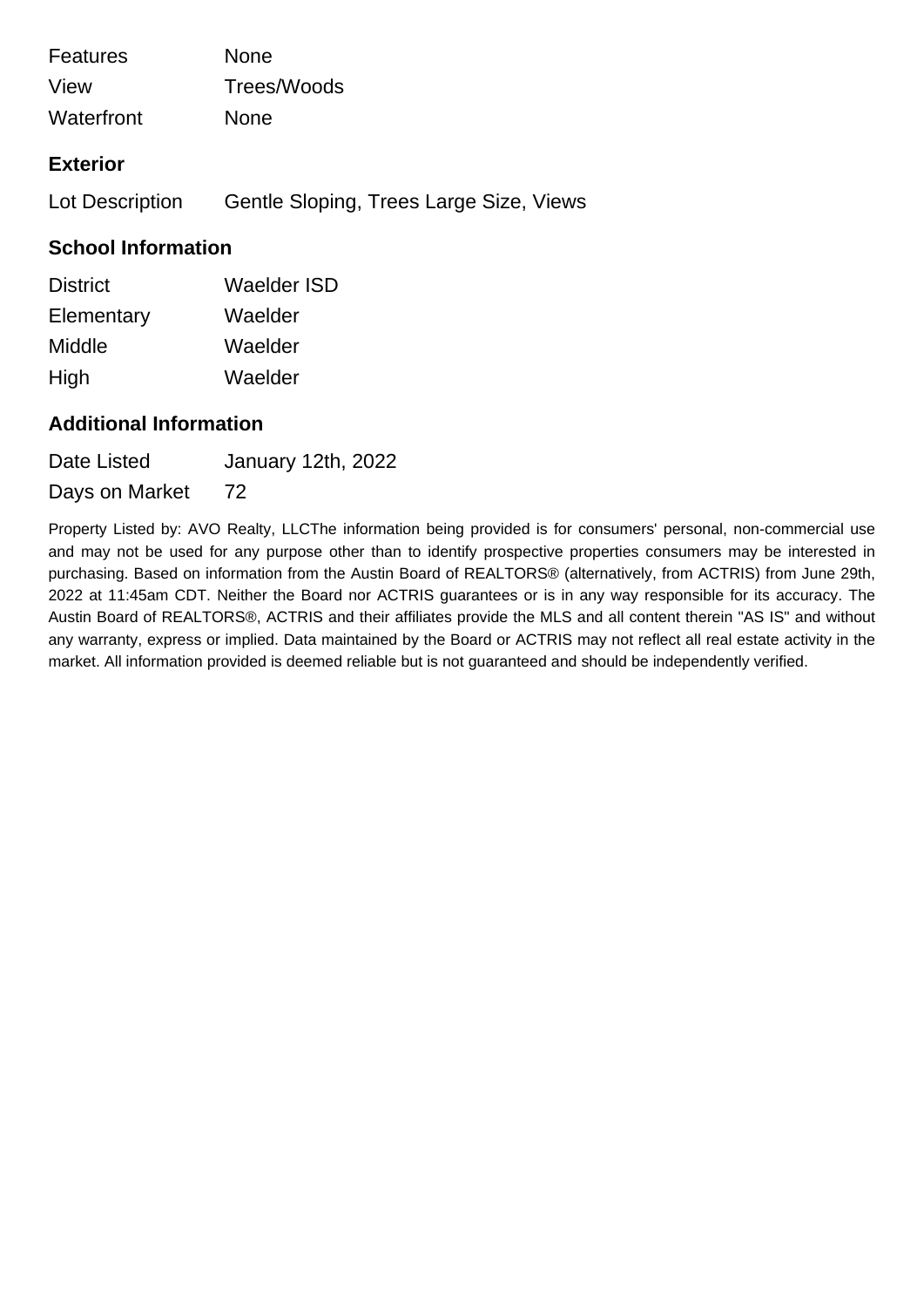| | |
|---|---|
| Features | None |
| View | Trees/Woods |
| Waterfront | None |

### Exterior

| | |
|---|---|
| Lot Description | Gentle Sloping, Trees Large Size, Views |

### School Information

| | |
|---|---|
| District | Waelder ISD |
| Elementary | Waelder |
| Middle | Waelder |
| High | Waelder |

### Additional Information

| | |
|---|---|
| Date Listed | January 12th, 2022 |
| Days on Market | 72 |

Property Listed by: AVO Realty, LLCThe information being provided is for consumers' personal, non-commercial use and may not be used for any purpose other than to identify prospective properties consumers may be interested in purchasing. Based on information from the Austin Board of REALTORS® (alternatively, from ACTRIS) from June 29th, 2022 at 11:45am CDT. Neither the Board nor ACTRIS guarantees or is in any way responsible for its accuracy. The Austin Board of REALTORS®, ACTRIS and their affiliates provide the MLS and all content therein "AS IS" and without any warranty, express or implied. Data maintained by the Board or ACTRIS may not reflect all real estate activity in the market. All information provided is deemed reliable but is not guaranteed and should be independently verified.